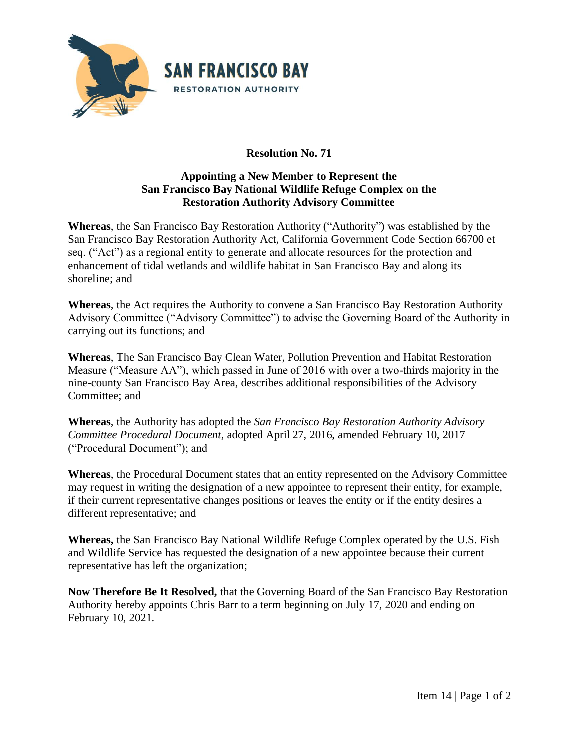SAN FRANCISCO BAY
RESTORATION AUTHORITY

**Resolution No. 71**

**Appointing a New Member to Represent the San Francisco Bay National Wildlife Refuge Complex on the Restoration Authority Advisory Committee**

**Whereas**, the San Francisco Bay Restoration Authority ("Authority") was established by the San Francisco Bay Restoration Authority Act, California Government Code Section 66700 et seq. ("Act") as a regional entity to generate and allocate resources for the protection and enhancement of tidal wetlands and wildlife habitat in San Francisco Bay and along its shoreline; and

**Whereas**, the Act requires the Authority to convene a San Francisco Bay Restoration Authority Advisory Committee ("Advisory Committee") to advise the Governing Board of the Authority in carrying out its functions; and

**Whereas**, The San Francisco Bay Clean Water, Pollution Prevention and Habitat Restoration Measure ("Measure AA"), which passed in June of 2016 with over a two-thirds majority in the nine-county San Francisco Bay Area, describes additional responsibilities of the Advisory Committee; and

**Whereas**, the Authority has adopted the *San Francisco Bay Restoration Authority Advisory Committee Procedural Document*, adopted April 27, 2016, amended February 10, 2017 ("Procedural Document"); and

**Whereas**, the Procedural Document states that an entity represented on the Advisory Committee may request in writing the designation of a new appointee to represent their entity, for example, if their current representative changes positions or leaves the entity or if the entity desires a different representative; and

**Whereas,** the San Francisco Bay National Wildlife Refuge Complex operated by the U.S. Fish and Wildlife Service has requested the designation of a new appointee because their current representative has left the organization;

**Now Therefore Be It Resolved,** that the Governing Board of the San Francisco Bay Restoration Authority hereby appoints Chris Barr to a term beginning on July 17, 2020 and ending on February 10, 2021.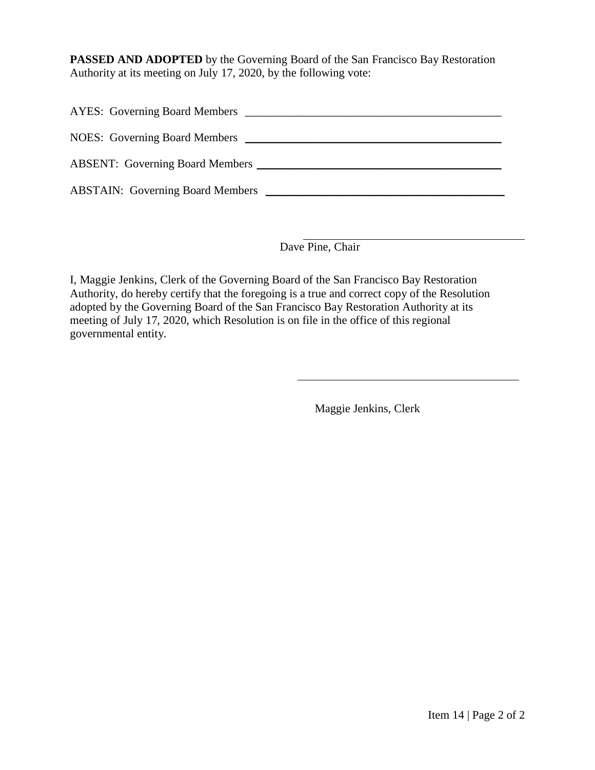**PASSED AND ADOPTED** by the Governing Board of the San Francisco Bay Restoration Authority at its meeting on July 17, 2020, by the following vote:

AYES: Governing Board Members ____________________________________________

NOES: Governing Board Members ____________________________________________

ABSENT: Governing Board Members __________________________________________

ABSTAIN: Governing Board Members _________________________________________

\_\_\_\_\_\_\_\_\_\_\_\_\_\_\_\_\_\_\_\_\_\_\_\_\_\_\_\_\_\_\_\_\_\_\_\_\_\_\_\_

Dave Pine, Chair

I, Maggie Jenkins, Clerk of the Governing Board of the San Francisco Bay Restoration Authority, do hereby certify that the foregoing is a true and correct copy of the Resolution adopted by the Governing Board of the San Francisco Bay Restoration Authority at its meeting of July 17, 2020, which Resolution is on file in the office of this regional governmental entity.

\_\_\_\_\_\_\_\_\_\_\_\_\_\_\_\_\_\_\_\_\_\_\_\_\_\_\_\_\_\_\_\_\_\_\_\_\_\_\_\_

Maggie Jenkins, Clerk